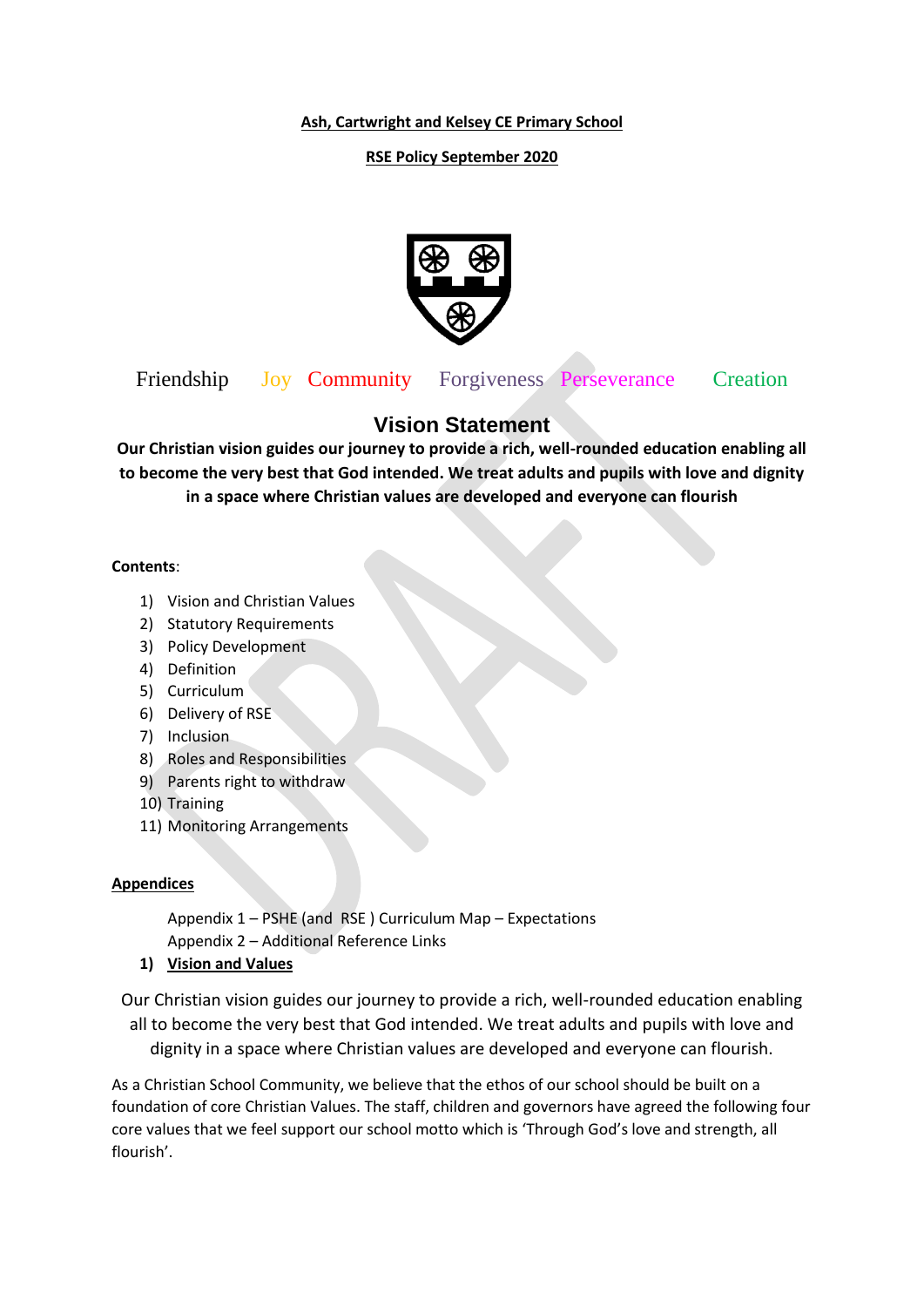**Ash, Cartwright and Kelsey CE Primary School**

**RSE Policy September 2020**

Friendship Joy Community Forgiveness Perseverance Creation

## Vision Statement

**Our Christian vision guides our journey to provide a rich, well-rounded education enabling all to become the very best that God intended. We treat adults and pupils with love and dignity in a space where Christian values are developed and everyone can flourish**

**Contents**:

1) Vision and Christian Values
2) Statutory Requirements
3) Policy Development
4) Definition
5) Curriculum
6) Delivery of RSE
7) Inclusion
8) Roles and Responsibilities
9) Parents right to withdraw
10) Training
11) Monitoring Arrangements

**Appendices**

Appendix 1 – PSHE (and RSE ) Curriculum Map – Expectations
Appendix 2 – Additional Reference Links

## 1) Vision and Values

Our Christian vision guides our journey to provide a rich, well-rounded education enabling all to become the very best that God intended. We treat adults and pupils with love and dignity in a space where Christian values are developed and everyone can flourish.

As a Christian School Community, we believe that the ethos of our school should be built on a foundation of core Christian Values. The staff, children and governors have agreed the following four core values that we feel support our school motto which is 'Through God's love and strength, all flourish'.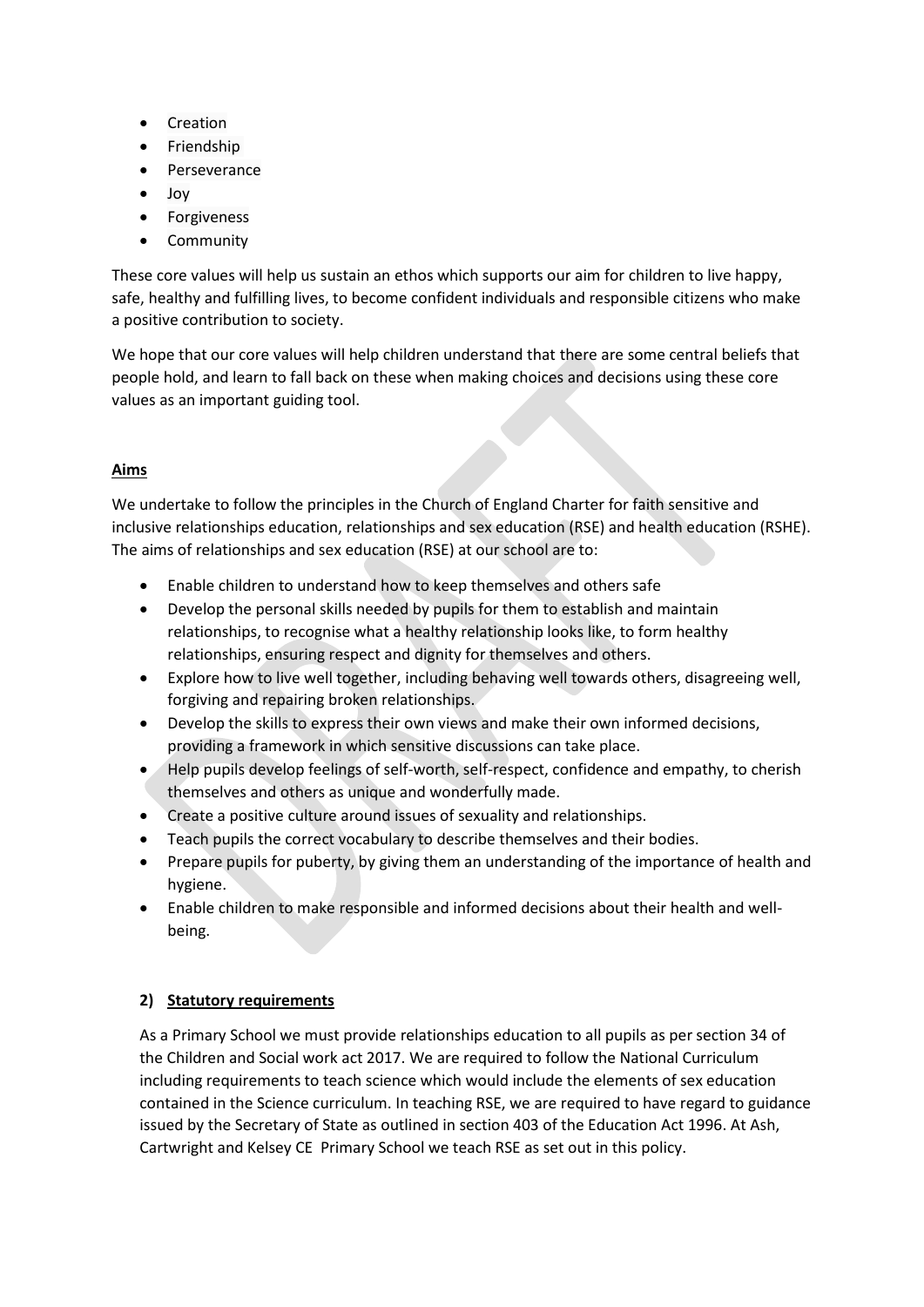- Creation
- Friendship
- Perseverance
- Joy
- Forgiveness
- Community

These core values will help us sustain an ethos which supports our aim for children to live happy, safe, healthy and fulfilling lives, to become confident individuals and responsible citizens who make a positive contribution to society.

We hope that our core values will help children understand that there are some central beliefs that people hold, and learn to fall back on these when making choices and decisions using these core values as an important guiding tool.

**Aims**

We undertake to follow the principles in the Church of England Charter for faith sensitive and inclusive relationships education, relationships and sex education (RSE) and health education (RSHE). The aims of relationships and sex education (RSE) at our school are to:

- Enable children to understand how to keep themselves and others safe
- Develop the personal skills needed by pupils for them to establish and maintain relationships, to recognise what a healthy relationship looks like, to form healthy relationships, ensuring respect and dignity for themselves and others.
- Explore how to live well together, including behaving well towards others, disagreeing well, forgiving and repairing broken relationships.
- Develop the skills to express their own views and make their own informed decisions, providing a framework in which sensitive discussions can take place.
- Help pupils develop feelings of self-worth, self-respect, confidence and empathy, to cherish themselves and others as unique and wonderfully made.
- Create a positive culture around issues of sexuality and relationships.
- Teach pupils the correct vocabulary to describe themselves and their bodies.
- Prepare pupils for puberty, by giving them an understanding of the importance of health and hygiene.
- Enable children to make responsible and informed decisions about their health and well-being.

## 2) Statutory requirements

As a Primary School we must provide relationships education to all pupils as per section 34 of the Children and Social work act 2017. We are required to follow the National Curriculum including requirements to teach science which would include the elements of sex education contained in the Science curriculum. In teaching RSE, we are required to have regard to guidance issued by the Secretary of State as outlined in section 403 of the Education Act 1996. At Ash, Cartwright and Kelsey CE Primary School we teach RSE as set out in this policy.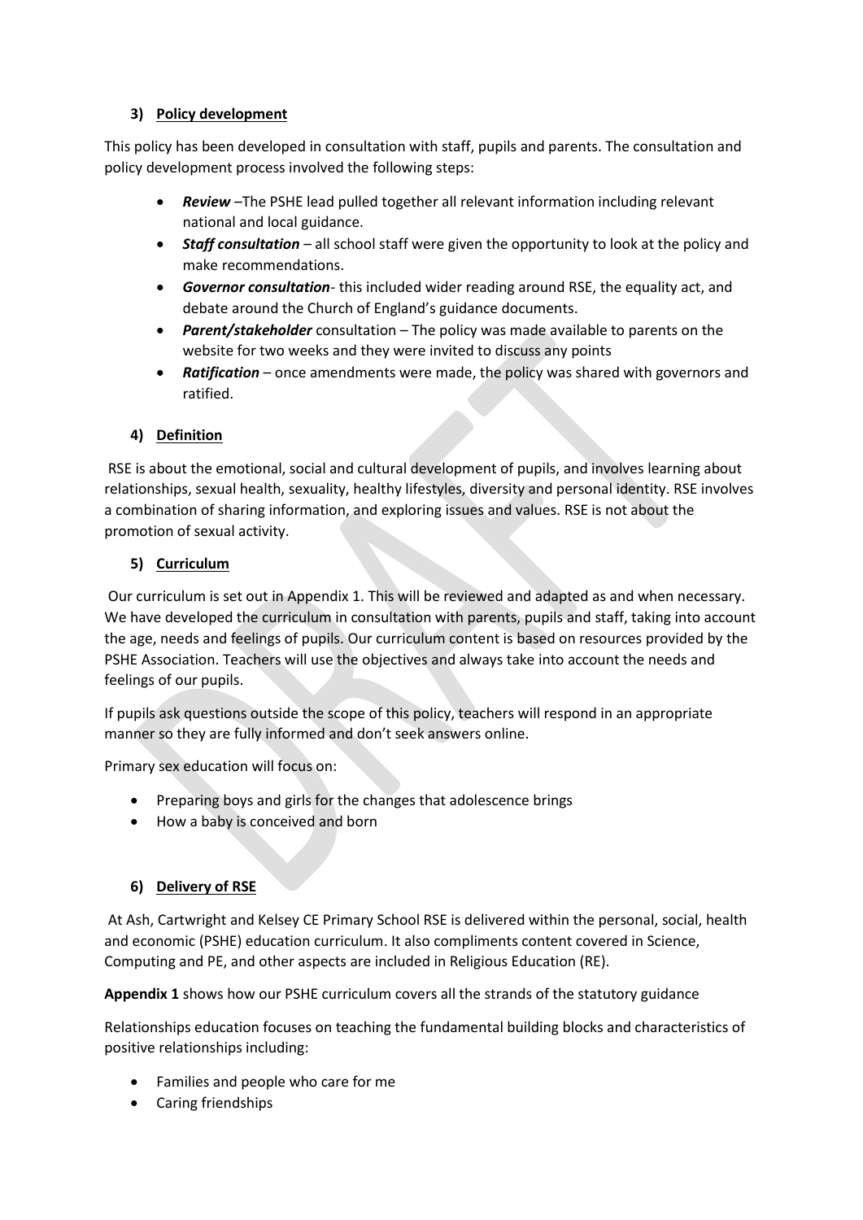### 3) Policy development

This policy has been developed in consultation with staff, pupils and parents. The consultation and policy development process involved the following steps:

- ***Review*** –The PSHE lead pulled together all relevant information including relevant national and local guidance.
- ***Staff consultation*** – all school staff were given the opportunity to look at the policy and make recommendations.
- ***Governor consultation***- this included wider reading around RSE, the equality act, and debate around the Church of England's guidance documents.
- ***Parent/stakeholder*** consultation – The policy was made available to parents on the website for two weeks and they were invited to discuss any points
- ***Ratification*** – once amendments were made, the policy was shared with governors and ratified.

### 4) Definition

RSE is about the emotional, social and cultural development of pupils, and involves learning about relationships, sexual health, sexuality, healthy lifestyles, diversity and personal identity. RSE involves a combination of sharing information, and exploring issues and values. RSE is not about the promotion of sexual activity.

### 5) Curriculum

Our curriculum is set out in Appendix 1. This will be reviewed and adapted as and when necessary. We have developed the curriculum in consultation with parents, pupils and staff, taking into account the age, needs and feelings of pupils. Our curriculum content is based on resources provided by the PSHE Association. Teachers will use the objectives and always take into account the needs and feelings of our pupils.

If pupils ask questions outside the scope of this policy, teachers will respond in an appropriate manner so they are fully informed and don't seek answers online.

Primary sex education will focus on:

- Preparing boys and girls for the changes that adolescence brings
- How a baby is conceived and born

### 6) Delivery of RSE

At Ash, Cartwright and Kelsey CE Primary School RSE is delivered within the personal, social, health and economic (PSHE) education curriculum. It also compliments content covered in Science, Computing and PE, and other aspects are included in Religious Education (RE).

**Appendix 1** shows how our PSHE curriculum covers all the strands of the statutory guidance

Relationships education focuses on teaching the fundamental building blocks and characteristics of positive relationships including:

- Families and people who care for me
- Caring friendships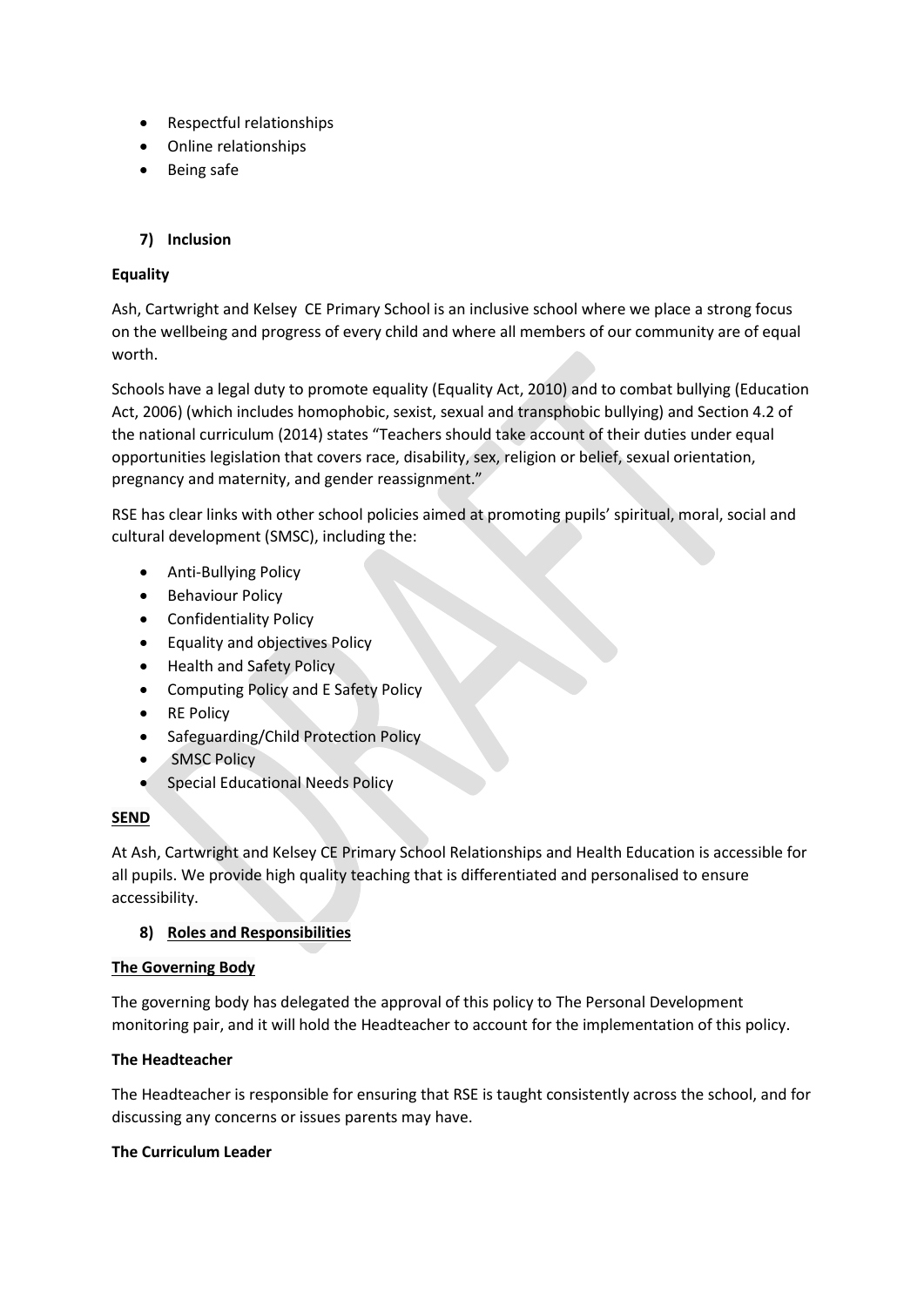- Respectful relationships
- Online relationships
- Being safe

## 7) Inclusion

**Equality**

Ash, Cartwright and Kelsey CE Primary School is an inclusive school where we place a strong focus on the wellbeing and progress of every child and where all members of our community are of equal worth.

Schools have a legal duty to promote equality (Equality Act, 2010) and to combat bullying (Education Act, 2006) (which includes homophobic, sexist, sexual and transphobic bullying) and Section 4.2 of the national curriculum (2014) states "Teachers should take account of their duties under equal opportunities legislation that covers race, disability, sex, religion or belief, sexual orientation, pregnancy and maternity, and gender reassignment."

RSE has clear links with other school policies aimed at promoting pupils' spiritual, moral, social and cultural development (SMSC), including the:

- Anti-Bullying Policy
- Behaviour Policy
- Confidentiality Policy
- Equality and objectives Policy
- Health and Safety Policy
- Computing Policy and E Safety Policy
- RE Policy
- Safeguarding/Child Protection Policy
- SMSC Policy
- Special Educational Needs Policy

**SEND**

At Ash, Cartwright and Kelsey CE Primary School Relationships and Health Education is accessible for all pupils. We provide high quality teaching that is differentiated and personalised to ensure accessibility.

## 8) Roles and Responsibilities

**The Governing Body**

The governing body has delegated the approval of this policy to The Personal Development monitoring pair, and it will hold the Headteacher to account for the implementation of this policy.

**The Headteacher**

The Headteacher is responsible for ensuring that RSE is taught consistently across the school, and for discussing any concerns or issues parents may have.

**The Curriculum Leader**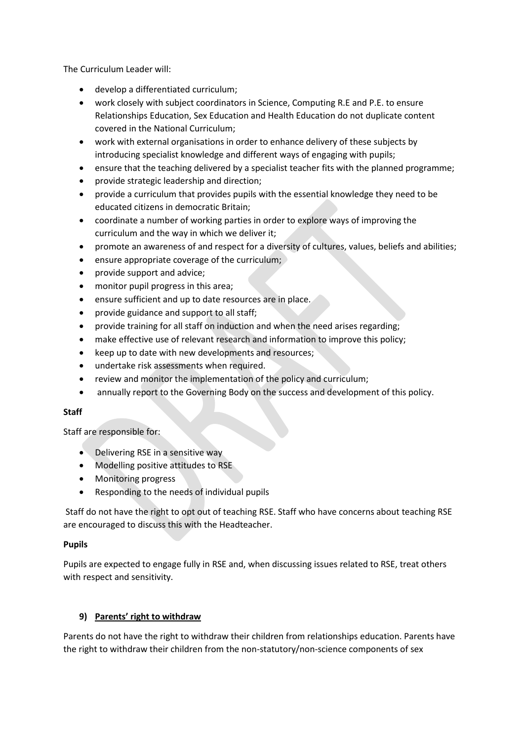The Curriculum Leader will:

- develop a differentiated curriculum;
- work closely with subject coordinators in Science, Computing R.E and P.E. to ensure Relationships Education, Sex Education and Health Education do not duplicate content covered in the National Curriculum;
- work with external organisations in order to enhance delivery of these subjects by introducing specialist knowledge and different ways of engaging with pupils;
- ensure that the teaching delivered by a specialist teacher fits with the planned programme;
- provide strategic leadership and direction;
- provide a curriculum that provides pupils with the essential knowledge they need to be educated citizens in democratic Britain;
- coordinate a number of working parties in order to explore ways of improving the curriculum and the way in which we deliver it;
- promote an awareness of and respect for a diversity of cultures, values, beliefs and abilities;
- ensure appropriate coverage of the curriculum;
- provide support and advice;
- monitor pupil progress in this area;
- ensure sufficient and up to date resources are in place.
- provide guidance and support to all staff;
- provide training for all staff on induction and when the need arises regarding;
- make effective use of relevant research and information to improve this policy;
- keep up to date with new developments and resources;
- undertake risk assessments when required.
- review and monitor the implementation of the policy and curriculum;
- annually report to the Governing Body on the success and development of this policy.

**Staff**

Staff are responsible for:

- Delivering RSE in a sensitive way
- Modelling positive attitudes to RSE
- Monitoring progress
- Responding to the needs of individual pupils

Staff do not have the right to opt out of teaching RSE. Staff who have concerns about teaching RSE are encouraged to discuss this with the Headteacher.

**Pupils**

Pupils are expected to engage fully in RSE and, when discussing issues related to RSE, treat others with respect and sensitivity.

## 9) Parents' right to withdraw

Parents do not have the right to withdraw their children from relationships education. Parents have the right to withdraw their children from the non-statutory/non-science components of sex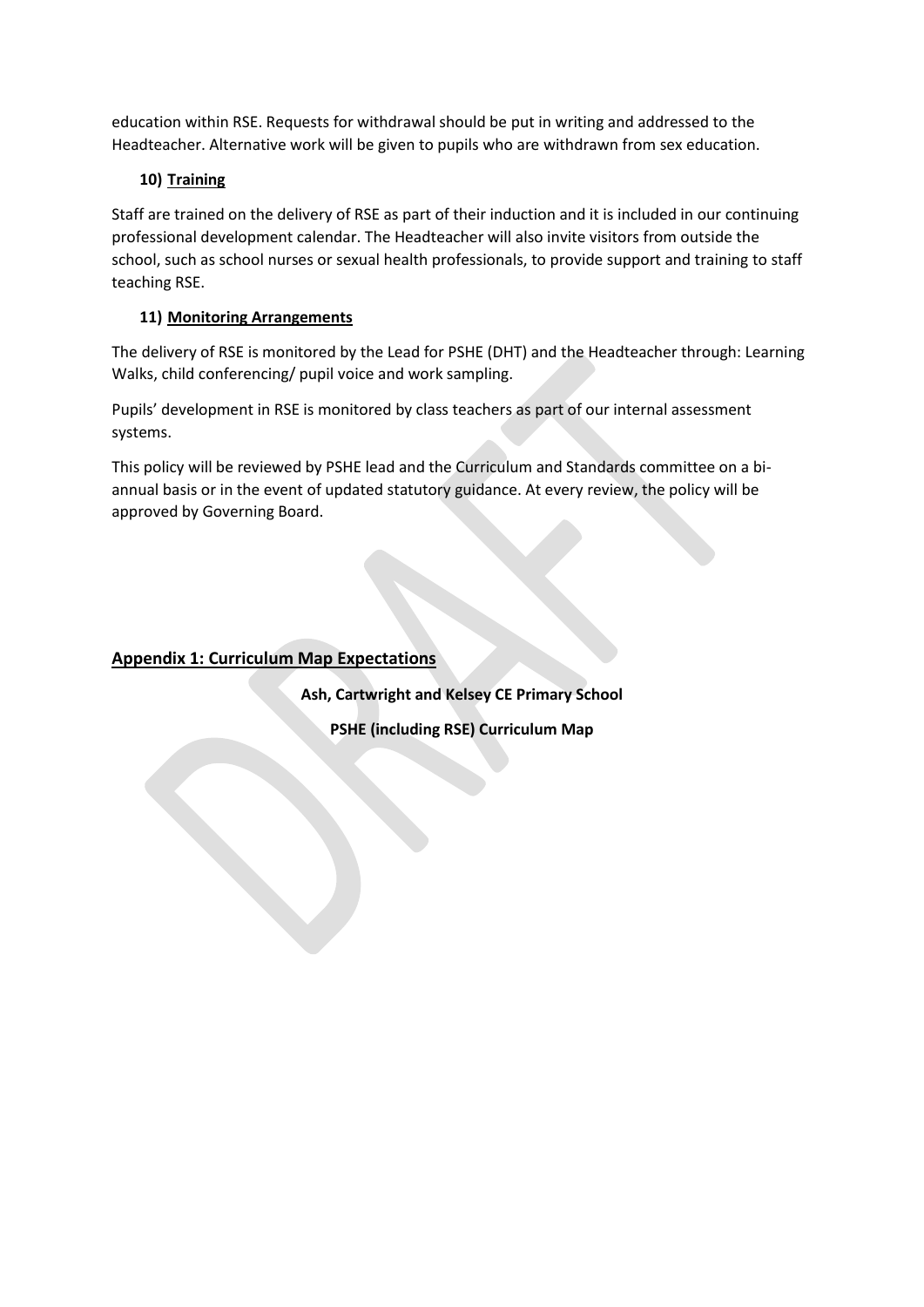education within RSE. Requests for withdrawal should be put in writing and addressed to the Headteacher. Alternative work will be given to pupils who are withdrawn from sex education.

### 10) Training

Staff are trained on the delivery of RSE as part of their induction and it is included in our continuing professional development calendar. The Headteacher will also invite visitors from outside the school, such as school nurses or sexual health professionals, to provide support and training to staff teaching RSE.

### 11) Monitoring Arrangements

The delivery of RSE is monitored by the Lead for PSHE (DHT) and the Headteacher through: Learning Walks, child conferencing/ pupil voice and work sampling.

Pupils' development in RSE is monitored by class teachers as part of our internal assessment systems.

This policy will be reviewed by PSHE lead and the Curriculum and Standards committee on a bi-annual basis or in the event of updated statutory guidance. At every review, the policy will be approved by Governing Board.

## Appendix 1: Curriculum Map Expectations

**Ash, Cartwright and Kelsey CE Primary School**

**PSHE (including RSE) Curriculum Map**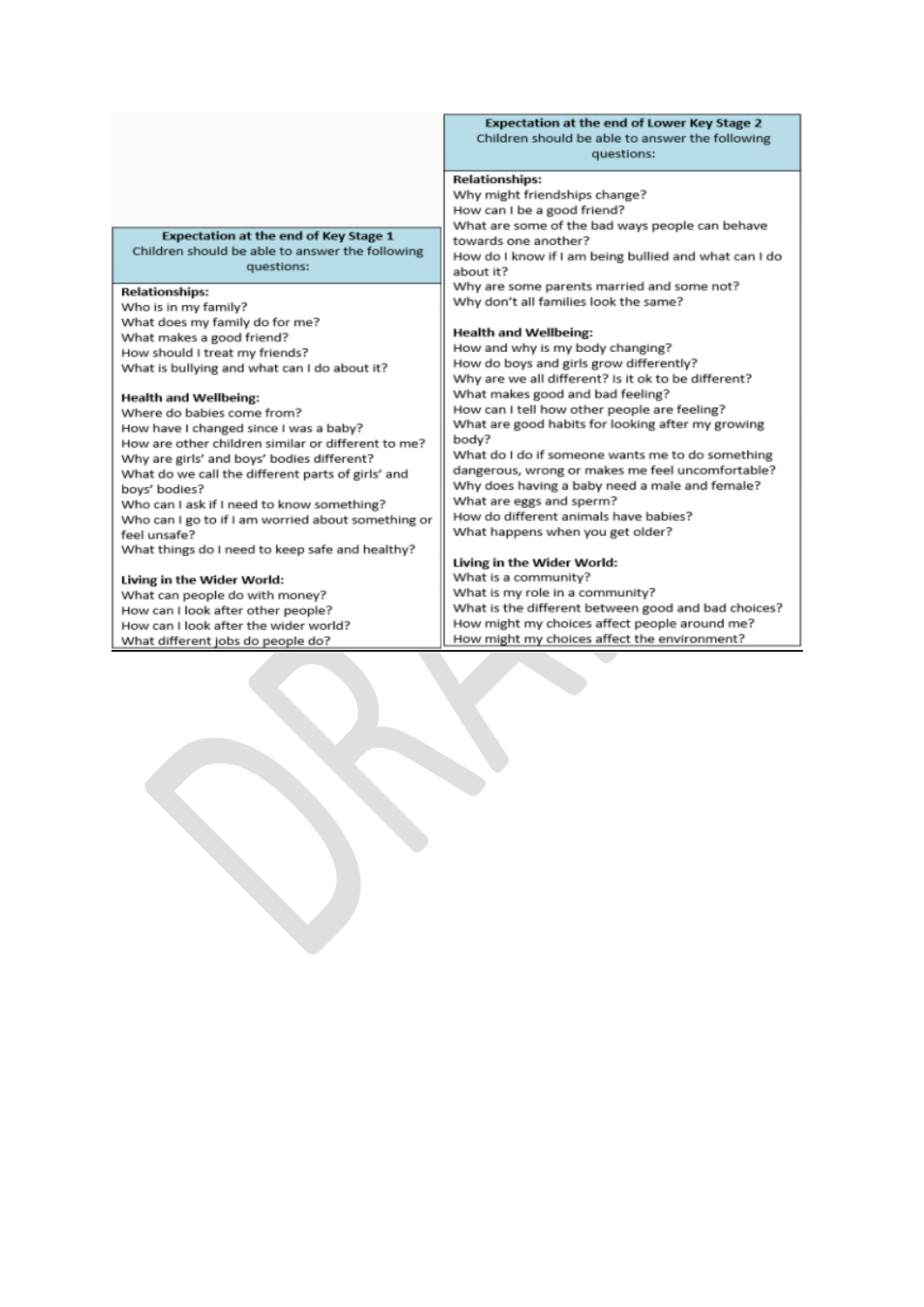**Expectation at the end of Key Stage 1**
Children should be able to answer the following questions:

**Relationships:**
Who is in my family?
What does my family do for me?
What makes a good friend?
How should I treat my friends?
What is bullying and what can I do about it?

**Health and Wellbeing:**
Where do babies come from?
How have I changed since I was a baby?
How are other children similar or different to me?
Why are girls' and boys' bodies different?
What do we call the different parts of girls' and boys' bodies?
Who can I ask if I need to know something?
Who can I go to if I am worried about something or feel unsafe?
What things do I need to keep safe and healthy?

**Living in the Wider World:**
What can people do with money?
How can I look after other people?
How can I look after the wider world?
What different jobs do people do?

**Expectation at the end of Lower Key Stage 2**
Children should be able to answer the following questions:

**Relationships:**
Why might friendships change?
How can I be a good friend?
What are some of the bad ways people can behave towards one another?
How do I know if I am being bullied and what can I do about it?
Why are some parents married and some not?
Why don't all families look the same?

**Health and Wellbeing:**
How and why is my body changing?
How do boys and girls grow differently?
Why are we all different? Is it ok to be different?
What makes good and bad feeling?
How can I tell how other people are feeling?
What are good habits for looking after my growing body?
What do I do if someone wants me to do something dangerous, wrong or makes me feel uncomfortable?
Why does having a baby need a male and female?
What are eggs and sperm?
How do different animals have babies?
What happens when you get older?

**Living in the Wider World:**
What is a community?
What is my role in a community?
What is the different between good and bad choices?
How might my choices affect people around me?
How might my choices affect the environment?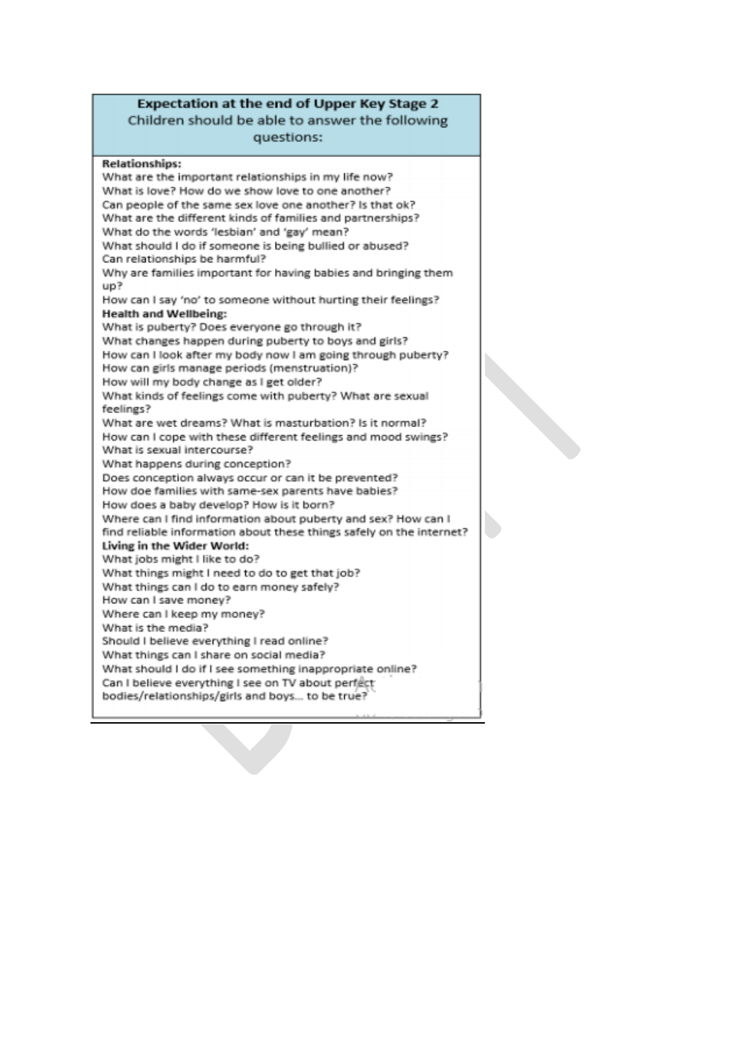**Expectation at the end of Upper Key Stage 2**
Children should be able to answer the following questions:

**Relationships:**

What are the important relationships in my life now?
What is love? How do we show love to one another?
Can people of the same sex love one another? Is that ok?
What are the different kinds of families and partnerships?
What do the words 'lesbian' and 'gay' mean?
What should I do if someone is being bullied or abused?
Can relationships be harmful?
Why are families important for having babies and bringing them up?
How can I say 'no' to someone without hurting their feelings?

**Health and Wellbeing:**

What is puberty? Does everyone go through it?
What changes happen during puberty to boys and girls?
How can I look after my body now I am going through puberty?
How can girls manage periods (menstruation)?
How will my body change as I get older?
What kinds of feelings come with puberty? What are sexual feelings?
What are wet dreams? What is masturbation? Is it normal?
How can I cope with these different feelings and mood swings?
What is sexual intercourse?
What happens during conception?
Does conception always occur or can it be prevented?
How doe families with same-sex parents have babies?
How does a baby develop? How is it born?
Where can I find information about puberty and sex? How can I find reliable information about these things safely on the internet?

**Living in the Wider World:**

What jobs might I like to do?
What things might I need to do to get that job?
What things can I do to earn money safely?
How can I save money?
Where can I keep my money?
What is the media?
Should I believe everything I read online?
What things can I share on social media?
What should I do if I see something inappropriate online?
Can I believe everything I see on TV about perfect bodies/relationships/girls and boys… to be true?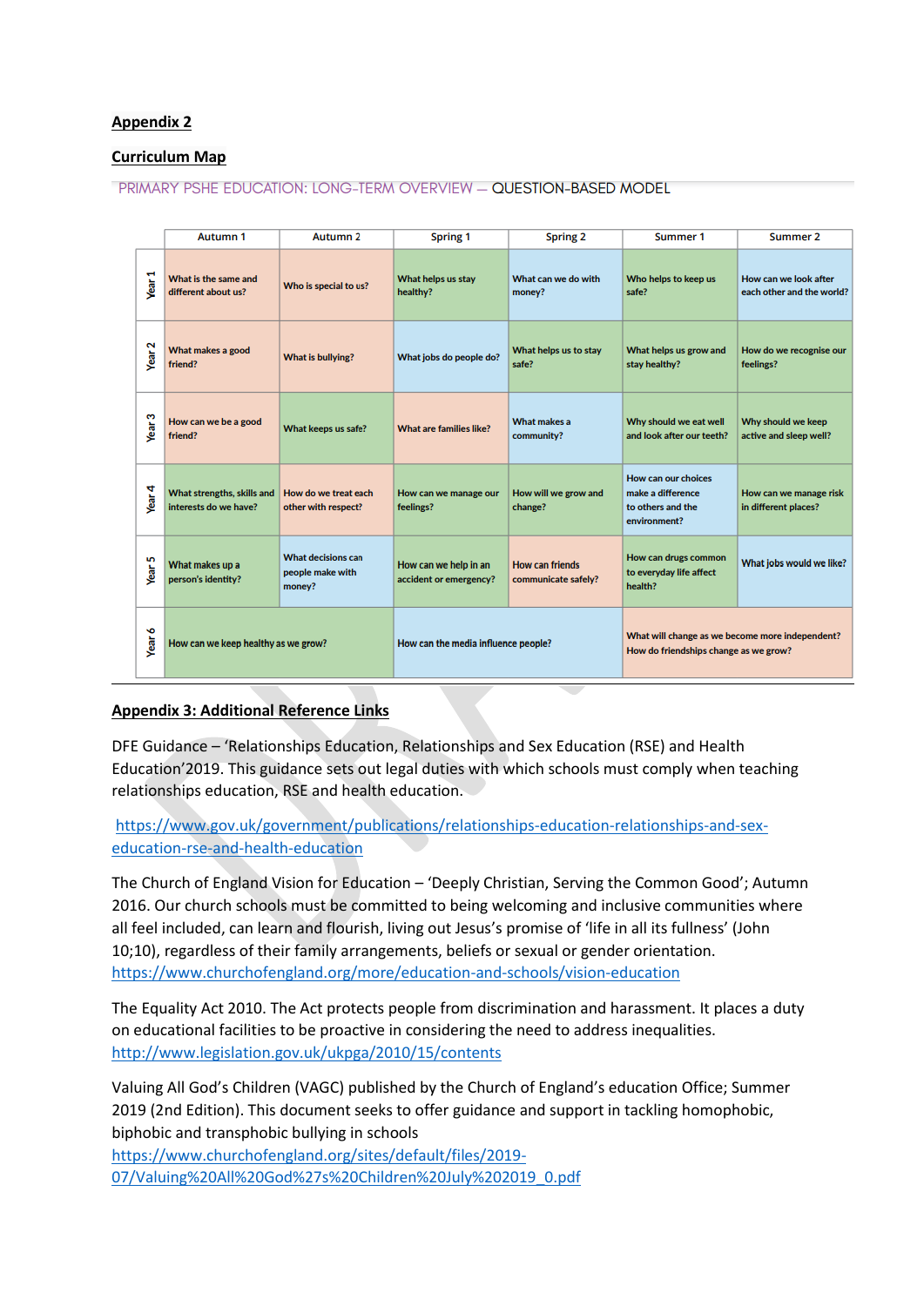**Appendix 2**

**Curriculum Map**

PRIMARY PSHE EDUCATION: LONG-TERM OVERVIEW — QUESTION-BASED MODEL

| | Autumn 1 | Autumn 2 | Spring 1 | Spring 2 | Summer 1 | Summer 2 |
|---|---|---|---|---|---|---|
| Year 1 | What is the same and different about us? | Who is special to us? | What helps us stay healthy? | What can we do with money? | Who helps to keep us safe? | How can we look after each other and the world? |
| Year 2 | What makes a good friend? | What is bullying? | What jobs do people do? | What helps us to stay safe? | What helps us grow and stay healthy? | How do we recognise our feelings? |
| Year 3 | How can we be a good friend? | What keeps us safe? | What are families like? | What makes a community? | Why should we eat well and look after our teeth? | Why should we keep active and sleep well? |
| Year 4 | What strengths, skills and interests do we have? | How do we treat each other with respect? | How can we manage our feelings? | How will we grow and change? | How can our choices make a difference to others and the environment? | How can we manage risk in different places? |
| Year 5 | What makes up a person's identity? | What decisions can people make with money? | How can we help in an accident or emergency? | How can friends communicate safely? | How can drugs common to everyday life affect health? | What jobs would we like? |
| Year 6 | How can we keep healthy as we grow? | | How can the media influence people? | | What will change as we become more independent? How do friendships change as we grow? | |

**Appendix 3: Additional Reference Links**

DFE Guidance – 'Relationships Education, Relationships and Sex Education (RSE) and Health Education'2019. This guidance sets out legal duties with which schools must comply when teaching relationships education, RSE and health education.

https://www.gov.uk/government/publications/relationships-education-relationships-and-sex-education-rse-and-health-education

The Church of England Vision for Education – 'Deeply Christian, Serving the Common Good'; Autumn 2016. Our church schools must be committed to being welcoming and inclusive communities where all feel included, can learn and flourish, living out Jesus's promise of 'life in all its fullness' (John 10;10), regardless of their family arrangements, beliefs or sexual or gender orientation. https://www.churchofengland.org/more/education-and-schools/vision-education

The Equality Act 2010. The Act protects people from discrimination and harassment. It places a duty on educational facilities to be proactive in considering the need to address inequalities. http://www.legislation.gov.uk/ukpga/2010/15/contents

Valuing All God's Children (VAGC) published by the Church of England's education Office; Summer 2019 (2nd Edition). This document seeks to offer guidance and support in tackling homophobic, biphobic and transphobic bullying in schools
https://www.churchofengland.org/sites/default/files/2019-07/Valuing%20All%20God%27s%20Children%20July%202019_0.pdf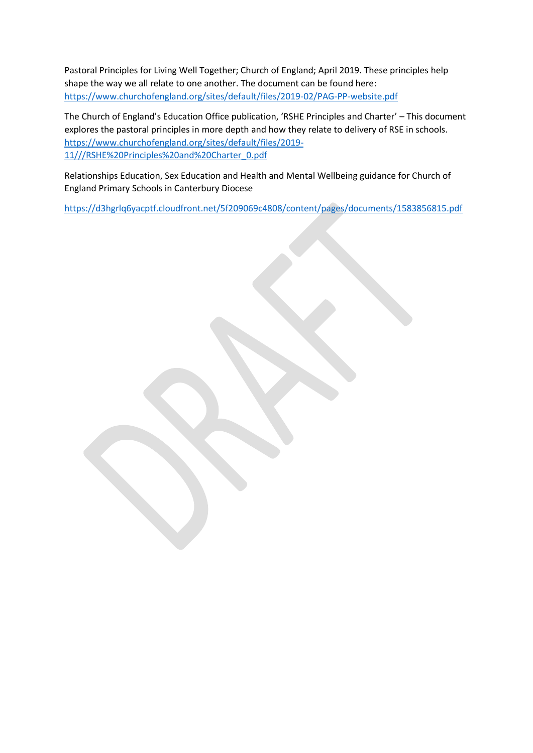Pastoral Principles for Living Well Together; Church of England; April 2019. These principles help shape the way we all relate to one another. The document can be found here: https://www.churchofengland.org/sites/default/files/2019-02/PAG-PP-website.pdf

The Church of England's Education Office publication, 'RSHE Principles and Charter' – This document explores the pastoral principles in more depth and how they relate to delivery of RSE in schools. https://www.churchofengland.org/sites/default/files/2019-11///RSHE%20Principles%20and%20Charter_0.pdf

Relationships Education, Sex Education and Health and Mental Wellbeing guidance for Church of England Primary Schools in Canterbury Diocese

https://d3hgrlq6yacptf.cloudfront.net/5f209069c4808/content/pages/documents/1583856815.pdf